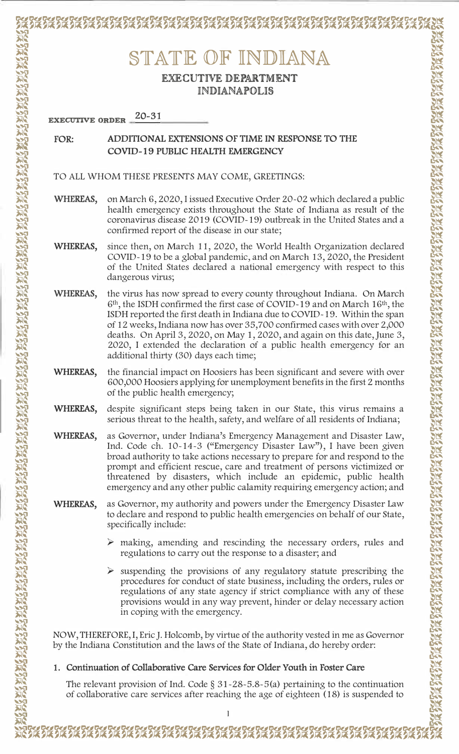# STATE OF INDIANA

## EXECUTIVE DEPARTMENT
## INDIANAPOLIS

**EXECUTIVE ORDER** 20-31

**FOR: ADDITIONAL EXTENSIONS OF TIME IN RESPONSE TO THE COVID-19 PUBLIC HEALTH EMERGENCY**

TO ALL WHOM THESE PRESENTS MAY COME, GREETINGS:

**WHEREAS,** on March 6, 2020, I issued Executive Order 20-02 which declared a public health emergency exists throughout the State of Indiana as result of the coronavirus disease 2019 (COVID-19) outbreak in the United States and a confirmed report of the disease in our state;

**WHEREAS,** since then, on March 11, 2020, the World Health Organization declared COVID-19 to be a global pandemic, and on March 13, 2020, the President of the United States declared a national emergency with respect to this dangerous virus;

**WHEREAS,** the virus has now spread to every county throughout Indiana. On March 6th, the ISDH confirmed the first case of COVID-19 and on March 16th, the ISDH reported the first death in Indiana due to COVID-19. Within the span of 12 weeks, Indiana now has over 35,700 confirmed cases with over 2,000 deaths. On April 3, 2020, on May 1, 2020, and again on this date, June 3, 2020, I extended the declaration of a public health emergency for an additional thirty (30) days each time;

**WHEREAS,** the financial impact on Hoosiers has been significant and severe with over 600,000 Hoosiers applying for unemployment benefits in the first 2 months of the public health emergency;

**WHEREAS,** despite significant steps being taken in our State, this virus remains a serious threat to the health, safety, and welfare of all residents of Indiana;

**WHEREAS,** as Governor, under Indiana's Emergency Management and Disaster Law, Ind. Code ch. 10-14-3 ("Emergency Disaster Law"), I have been given broad authority to take actions necessary to prepare for and respond to the prompt and efficient rescue, care and treatment of persons victimized or threatened by disasters, which include an epidemic, public health emergency and any other public calamity requiring emergency action; and

**WHEREAS,** as Governor, my authority and powers under the Emergency Disaster Law to declare and respond to public health emergencies on behalf of our State, specifically include:

- making, amending and rescinding the necessary orders, rules and regulations to carry out the response to a disaster; and
- suspending the provisions of any regulatory statute prescribing the procedures for conduct of state business, including the orders, rules or regulations of any state agency if strict compliance with any of these provisions would in any way prevent, hinder or delay necessary action in coping with the emergency.

NOW, THEREFORE, I, Eric J. Holcomb, by virtue of the authority vested in me as Governor by the Indiana Constitution and the laws of the State of Indiana, do hereby order:

1. **Continuation of Collaborative Care Services for Older Youth in Foster Care**

   The relevant provision of Ind. Code § 31-28-5.8-5(a) pertaining to the continuation of collaborative care services after reaching the age of eighteen (18) is suspended to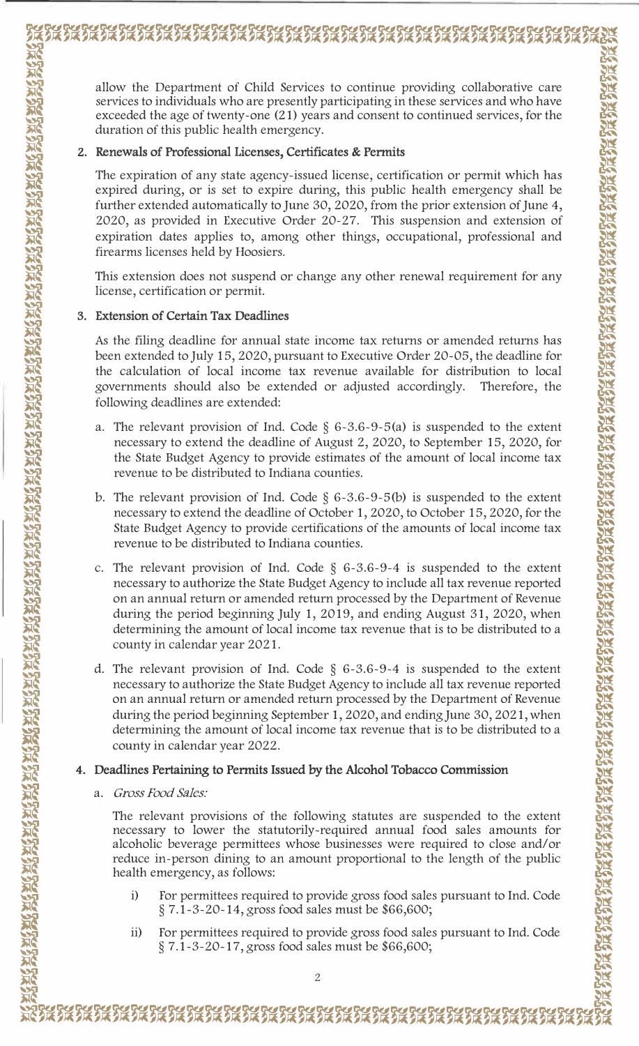allow the Department of Child Services to continue providing collaborative care services to individuals who are presently participating in these services and who have exceeded the age of twenty-one (21) years and consent to continued services, for the duration of this public health emergency.

2. **Renewals of Professional Licenses, Certificates & Permits**

   The expiration of any state agency-issued license, certification or permit which has expired during, or is set to expire during, this public health emergency shall be further extended automatically to June 30, 2020, from the prior extension of June 4, 2020, as provided in Executive Order 20-27. This suspension and extension of expiration dates applies to, among other things, occupational, professional and firearms licenses held by Hoosiers.

   This extension does not suspend or change any other renewal requirement for any license, certification or permit.

3. **Extension of Certain Tax Deadlines**

   As the filing deadline for annual state income tax returns or amended returns has been extended to July 15, 2020, pursuant to Executive Order 20-05, the deadline for the calculation of local income tax revenue available for distribution to local governments should also be extended or adjusted accordingly. Therefore, the following deadlines are extended:

   a. The relevant provision of Ind. Code § 6-3.6-9-5(a) is suspended to the extent necessary to extend the deadline of August 2, 2020, to September 15, 2020, for the State Budget Agency to provide estimates of the amount of local income tax revenue to be distributed to Indiana counties.

   b. The relevant provision of Ind. Code § 6-3.6-9-5(b) is suspended to the extent necessary to extend the deadline of October 1, 2020, to October 15, 2020, for the State Budget Agency to provide certifications of the amounts of local income tax revenue to be distributed to Indiana counties.

   c. The relevant provision of Ind. Code § 6-3.6-9-4 is suspended to the extent necessary to authorize the State Budget Agency to include all tax revenue reported on an annual return or amended return processed by the Department of Revenue during the period beginning July 1, 2019, and ending August 31, 2020, when determining the amount of local income tax revenue that is to be distributed to a county in calendar year 2021.

   d. The relevant provision of Ind. Code § 6-3.6-9-4 is suspended to the extent necessary to authorize the State Budget Agency to include all tax revenue reported on an annual return or amended return processed by the Department of Revenue during the period beginning September 1, 2020, and ending June 30, 2021, when determining the amount of local income tax revenue that is to be distributed to a county in calendar year 2022.

4. **Deadlines Pertaining to Permits Issued by the Alcohol Tobacco Commission**

   a. *Gross Food Sales:*

      The relevant provisions of the following statutes are suspended to the extent necessary to lower the statutorily-required annual food sales amounts for alcoholic beverage permittees whose businesses were required to close and/or reduce in-person dining to an amount proportional to the length of the public health emergency, as follows:

      i) For permittees required to provide gross food sales pursuant to Ind. Code § 7.1-3-20-14, gross food sales must be $66,600;

      ii) For permittees required to provide gross food sales pursuant to Ind. Code § 7.1-3-20-17, gross food sales must be $66,600;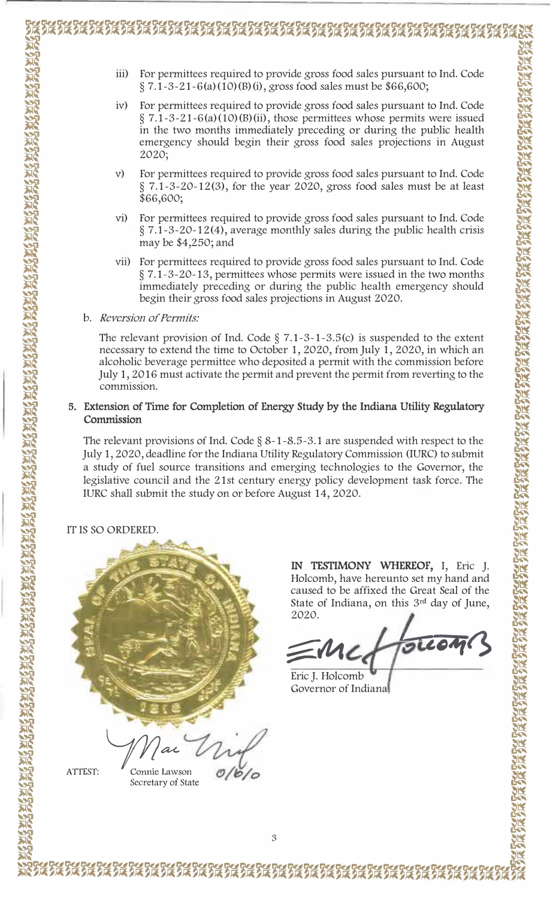iii) For permittees required to provide gross food sales pursuant to Ind. Code § 7.1-3-21-6(a)(10)(B)(i), gross food sales must be $66,600;

iv) For permittees required to provide gross food sales pursuant to Ind. Code § 7.1-3-21-6(a)(10)(B)(ii), those permittees whose permits were issued in the two months immediately preceding or during the public health emergency should begin their gross food sales projections in August 2020;

v) For permittees required to provide gross food sales pursuant to Ind. Code § 7.1-3-20-12(3), for the year 2020, gross food sales must be at least $66,600;

vi) For permittees required to provide gross food sales pursuant to Ind. Code § 7.1-3-20-12(4), average monthly sales during the public health crisis may be $4,250; and

vii) For permittees required to provide gross food sales pursuant to Ind. Code § 7.1-3-20-13, permittees whose permits were issued in the two months immediately preceding or during the public health emergency should begin their gross food sales projections in August 2020.

b. *Reversion of Permits:*

The relevant provision of Ind. Code § 7.1-3-1-3.5(c) is suspended to the extent necessary to extend the time to October 1, 2020, from July 1, 2020, in which an alcoholic beverage permittee who deposited a permit with the commission before July 1, 2016 must activate the permit and prevent the permit from reverting to the commission.

**5. Extension of Time for Completion of Energy Study by the Indiana Utility Regulatory Commission**

The relevant provisions of Ind. Code § 8-1-8.5-3.1 are suspended with respect to the July 1, 2020, deadline for the Indiana Utility Regulatory Commission (IURC) to submit a study of fuel source transitions and emerging technologies to the Governor, the legislative council and the 21st century energy policy development task force. The IURC shall submit the study on or before August 14, 2020.

IT IS SO ORDERED.

**IN TESTIMONY WHEREOF,** I, Eric J. Holcomb, have hereunto set my hand and caused to be affixed the Great Seal of the State of Indiana, on this 3rd day of June, 2020.

Eric J. Holcomb
Governor of Indiana

ATTEST: Connie Lawson
Secretary of State